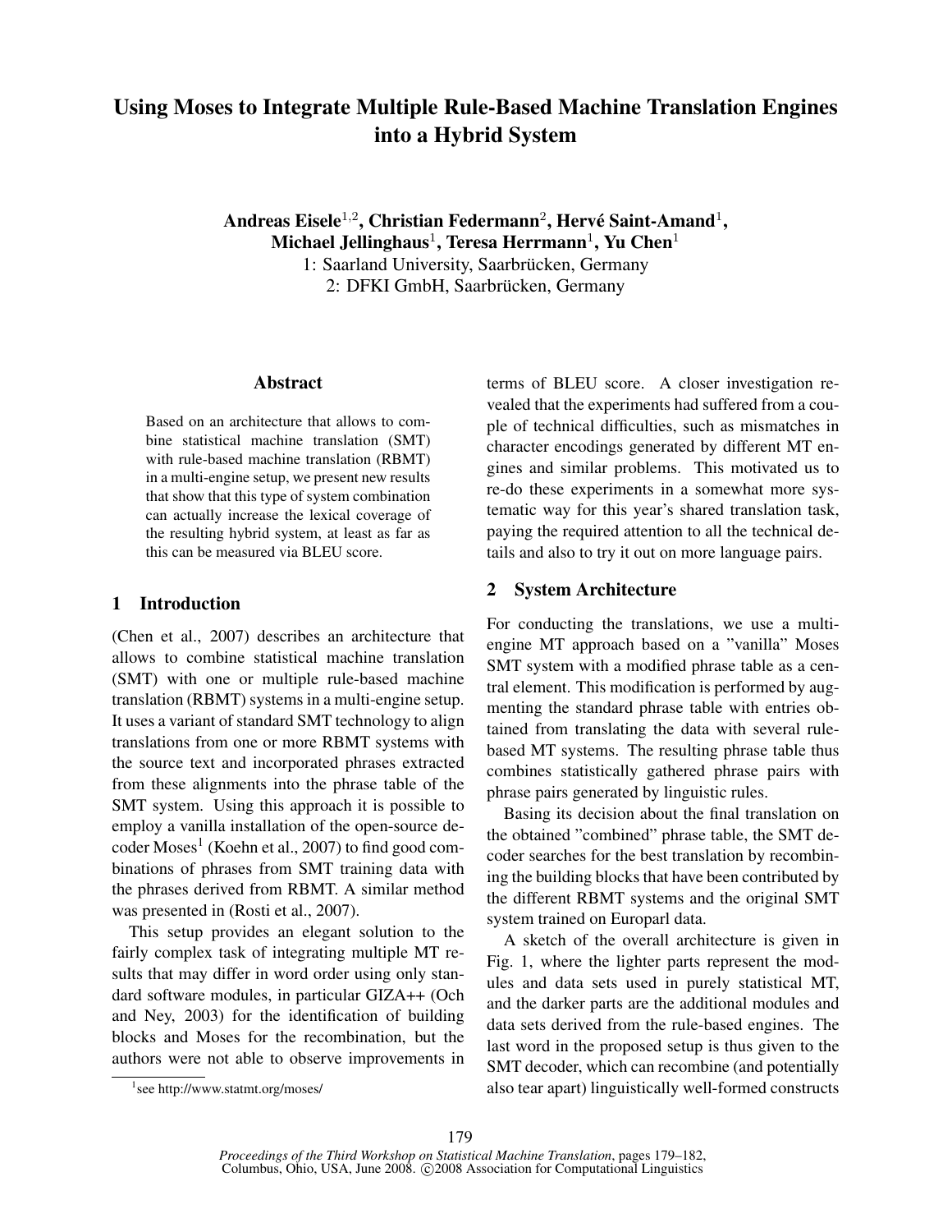# Using Moses to Integrate Multiple Rule-Based Machine Translation Engines into a Hybrid System

**Andreas Eisele[1,2], Christian Federmann[2], Hervé Saint-Amand[1], Michael Jellinghaus[1], Teresa Herrmann[1], Yu Chen[1]**

1: Saarland University, Saarbrücken, Germany

2: DFKI GmbH, Saarbrücken, Germany

## Abstract

Based on an architecture that allows to combine statistical machine translation (SMT) with rule-based machine translation (RBMT) in a multi-engine setup, we present new results that show that this type of system combination can actually increase the lexical coverage of the resulting hybrid system, at least as far as this can be measured via BLEU score.

## 1 Introduction

(Chen et al., 2007) describes an architecture that allows to combine statistical machine translation (SMT) with one or multiple rule-based machine translation (RBMT) systems in a multi-engine setup. It uses a variant of standard SMT technology to align translations from one or more RBMT systems with the source text and incorporated phrases extracted from these alignments into the phrase table of the SMT system. Using this approach it is possible to employ a vanilla installation of the open-source decoder Moses[1] (Koehn et al., 2007) to find good combinations of phrases from SMT training data with the phrases derived from RBMT. A similar method was presented in (Rosti et al., 2007).

This setup provides an elegant solution to the fairly complex task of integrating multiple MT results that may differ in word order using only standard software modules, in particular GIZA++ (Och and Ney, 2003) for the identification of building blocks and Moses for the recombination, but the authors were not able to observe improvements in terms of BLEU score. A closer investigation revealed that the experiments had suffered from a couple of technical difficulties, such as mismatches in character encodings generated by different MT engines and similar problems. This motivated us to re-do these experiments in a somewhat more systematic way for this year's shared translation task, paying the required attention to all the technical details and also to try it out on more language pairs.

[1] see http://www.statmt.org/moses/

## 2 System Architecture

For conducting the translations, we use a multi-engine MT approach based on a "vanilla" Moses SMT system with a modified phrase table as a central element. This modification is performed by augmenting the standard phrase table with entries obtained from translating the data with several rule-based MT systems. The resulting phrase table thus combines statistically gathered phrase pairs with phrase pairs generated by linguistic rules.

Basing its decision about the final translation on the obtained "combined" phrase table, the SMT decoder searches for the best translation by recombining the building blocks that have been contributed by the different RBMT systems and the original SMT system trained on Europarl data.

A sketch of the overall architecture is given in Fig. 1, where the lighter parts represent the modules and data sets used in purely statistical MT, and the darker parts are the additional modules and data sets derived from the rule-based engines. The last word in the proposed setup is thus given to the SMT decoder, which can recombine (and potentially also tear apart) linguistically well-formed constructs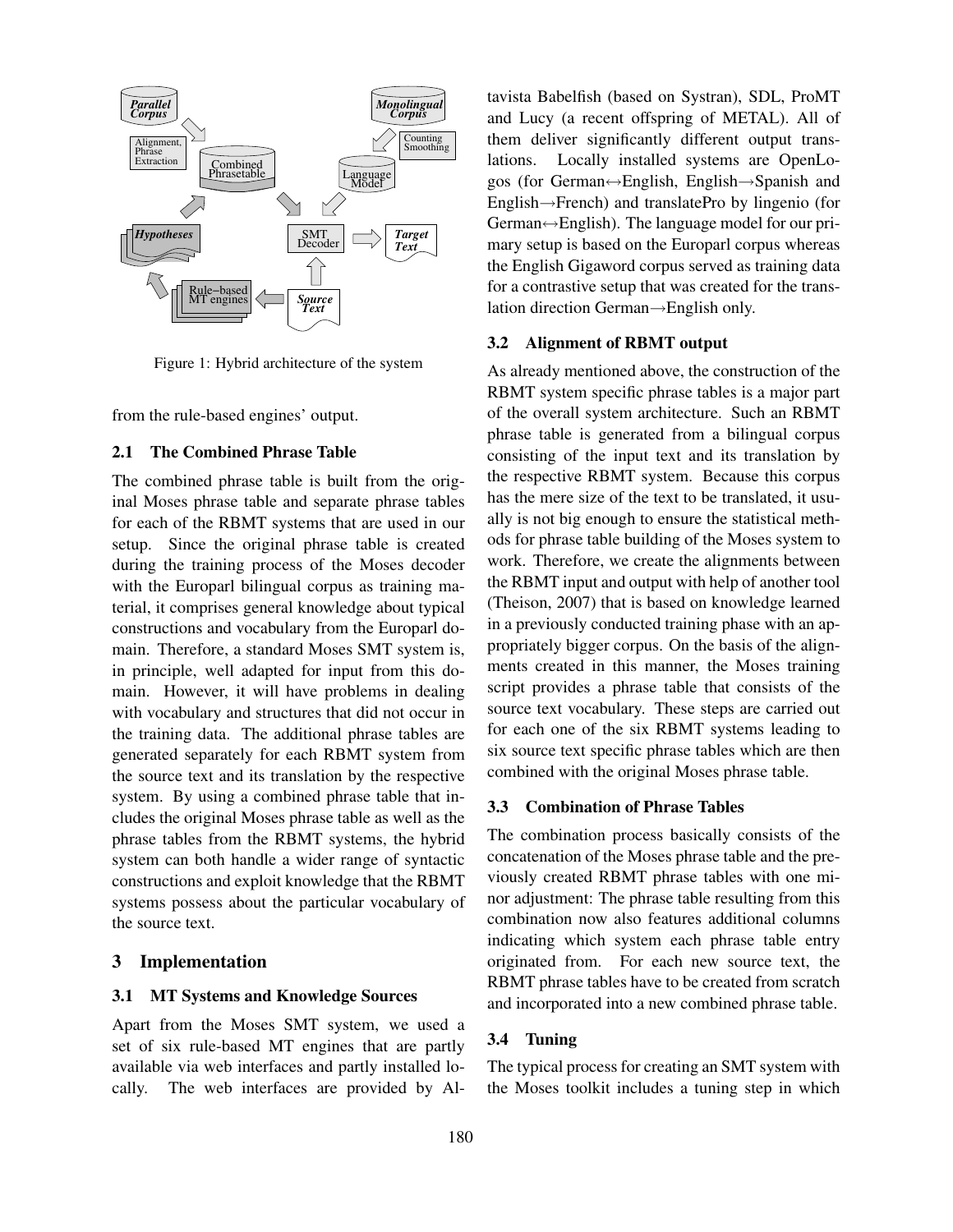Figure 1: Hybrid architecture of the system

from the rule-based engines' output.

### 2.1 The Combined Phrase Table

The combined phrase table is built from the original Moses phrase table and separate phrase tables for each of the RBMT systems that are used in our setup. Since the original phrase table is created during the training process of the Moses decoder with the Europarl bilingual corpus as training material, it comprises general knowledge about typical constructions and vocabulary from the Europarl domain. Therefore, a standard Moses SMT system is, in principle, well adapted for input from this domain. However, it will have problems in dealing with vocabulary and structures that did not occur in the training data. The additional phrase tables are generated separately for each RBMT system from the source text and its translation by the respective system. By using a combined phrase table that includes the original Moses phrase table as well as the phrase tables from the RBMT systems, the hybrid system can both handle a wider range of syntactic constructions and exploit knowledge that the RBMT systems possess about the particular vocabulary of the source text.

## 3 Implementation

### 3.1 MT Systems and Knowledge Sources

Apart from the Moses SMT system, we used a set of six rule-based MT engines that are partly available via web interfaces and partly installed locally. The web interfaces are provided by Altavista Babelfish (based on Systran), SDL, ProMT and Lucy (a recent offspring of METAL). All of them deliver significantly different output translations. Locally installed systems are OpenLogos (for German↔English, English→Spanish and English→French) and translatePro by lingenio (for German↔English). The language model for our primary setup is based on the Europarl corpus whereas the English Gigaword corpus served as training data for a contrastive setup that was created for the translation direction German→English only.

### 3.2 Alignment of RBMT output

As already mentioned above, the construction of the RBMT system specific phrase tables is a major part of the overall system architecture. Such an RBMT phrase table is generated from a bilingual corpus consisting of the input text and its translation by the respective RBMT system. Because this corpus has the mere size of the text to be translated, it usually is not big enough to ensure the statistical methods for phrase table building of the Moses system to work. Therefore, we create the alignments between the RBMT input and output with help of another tool (Theison, 2007) that is based on knowledge learned in a previously conducted training phase with an appropriately bigger corpus. On the basis of the alignments created in this manner, the Moses training script provides a phrase table that consists of the source text vocabulary. These steps are carried out for each one of the six RBMT systems leading to six source text specific phrase tables which are then combined with the original Moses phrase table.

### 3.3 Combination of Phrase Tables

The combination process basically consists of the concatenation of the Moses phrase table and the previously created RBMT phrase tables with one minor adjustment: The phrase table resulting from this combination now also features additional columns indicating which system each phrase table entry originated from. For each new source text, the RBMT phrase tables have to be created from scratch and incorporated into a new combined phrase table.

### 3.4 Tuning

The typical process for creating an SMT system with the Moses toolkit includes a tuning step in which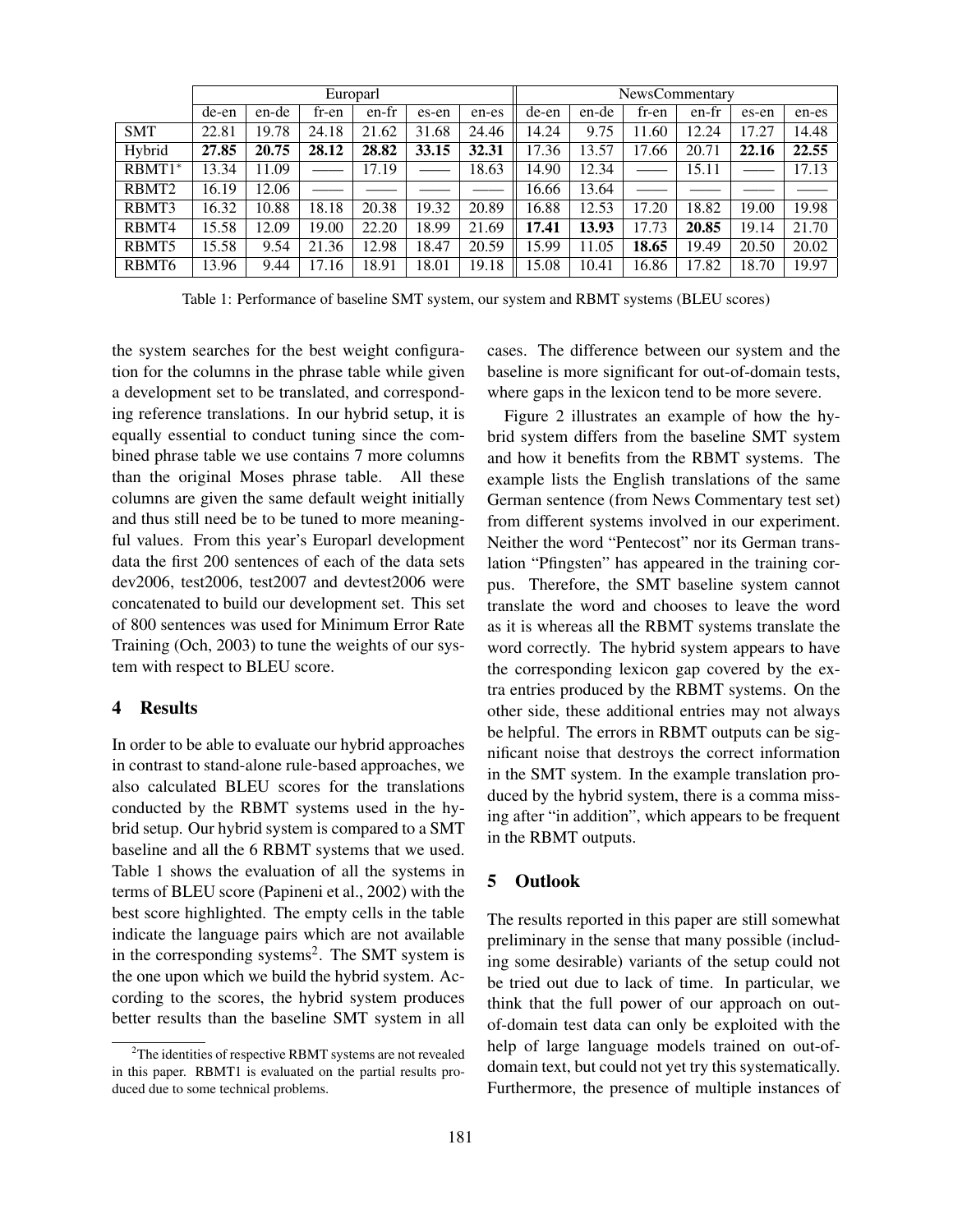| | Europarl | | | | | | NewsCommentary | | | | | |
|---|---|---|---|---|---|---|---|---|---|---|---|---|
| | de-en | en-de | fr-en | en-fr | es-en | en-es | de-en | en-de | fr-en | en-fr | es-en | en-es |
| SMT | 22.81 | 19.78 | 24.18 | 21.62 | 31.68 | 24.46 | 14.24 | 9.75 | 11.60 | 12.24 | 17.27 | 14.48 |
| Hybrid | **27.85** | **20.75** | **28.12** | **28.82** | **33.15** | **32.31** | 17.36 | 13.57 | 17.66 | 20.71 | **22.16** | **22.55** |
| RBMT1* | 13.34 | 11.09 | —— | 17.19 | —— | 18.63 | 14.90 | 12.34 | —— | 15.11 | —— | 17.13 |
| RBMT2 | 16.19 | 12.06 | —— | —— | —— | —— | 16.66 | 13.64 | —— | —— | —— | —— |
| RBMT3 | 16.32 | 10.88 | 18.18 | 20.38 | 19.32 | 20.89 | 16.88 | 12.53 | 17.20 | 18.82 | 19.00 | 19.98 |
| RBMT4 | 15.58 | 12.09 | 19.00 | 22.20 | 18.99 | 21.69 | **17.41** | **13.93** | 17.73 | **20.85** | 19.14 | 21.70 |
| RBMT5 | 15.58 | 9.54 | 21.36 | 12.98 | 18.47 | 20.59 | 15.99 | 11.05 | **18.65** | 19.49 | 20.50 | 20.02 |
| RBMT6 | 13.96 | 9.44 | 17.16 | 18.91 | 18.01 | 19.18 | 15.08 | 10.41 | 16.86 | 17.82 | 18.70 | 19.97 |

Table 1: Performance of baseline SMT system, our system and RBMT systems (BLEU scores)

the system searches for the best weight configuration for the columns in the phrase table while given a development set to be translated, and corresponding reference translations. In our hybrid setup, it is equally essential to conduct tuning since the combined phrase table we use contains 7 more columns than the original Moses phrase table. All these columns are given the same default weight initially and thus still need be to be tuned to more meaningful values. From this year's Europarl development data the first 200 sentences of each of the data sets dev2006, test2006, test2007 and devtest2006 were concatenated to build our development set. This set of 800 sentences was used for Minimum Error Rate Training (Och, 2003) to tune the weights of our system with respect to BLEU score.

## 4 Results

In order to be able to evaluate our hybrid approaches in contrast to stand-alone rule-based approaches, we also calculated BLEU scores for the translations conducted by the RBMT systems used in the hybrid setup. Our hybrid system is compared to a SMT baseline and all the 6 RBMT systems that we used. Table 1 shows the evaluation of all the systems in terms of BLEU score (Papineni et al., 2002) with the best score highlighted. The empty cells in the table indicate the language pairs which are not available in the corresponding systems[2]. The SMT system is the one upon which we build the hybrid system. According to the scores, the hybrid system produces better results than the baseline SMT system in all cases. The difference between our system and the baseline is more significant for out-of-domain tests, where gaps in the lexicon tend to be more severe.

Figure 2 illustrates an example of how the hybrid system differs from the baseline SMT system and how it benefits from the RBMT systems. The example lists the English translations of the same German sentence (from News Commentary test set) from different systems involved in our experiment. Neither the word "Pentecost" nor its German translation "Pfingsten" has appeared in the training corpus. Therefore, the SMT baseline system cannot translate the word and chooses to leave the word as it is whereas all the RBMT systems translate the word correctly. The hybrid system appears to have the corresponding lexicon gap covered by the extra entries produced by the RBMT systems. On the other side, these additional entries may not always be helpful. The errors in RBMT outputs can be significant noise that destroys the correct information in the SMT system. In the example translation produced by the hybrid system, there is a comma missing after "in addition", which appears to be frequent in the RBMT outputs.

## 5 Outlook

The results reported in this paper are still somewhat preliminary in the sense that many possible (including some desirable) variants of the setup could not be tried out due to lack of time. In particular, we think that the full power of our approach on out-of-domain test data can only be exploited with the help of large language models trained on out-of-domain text, but could not yet try this systematically. Furthermore, the presence of multiple instances of

[2] The identities of respective RBMT systems are not revealed in this paper. RBMT1 is evaluated on the partial results produced due to some technical problems.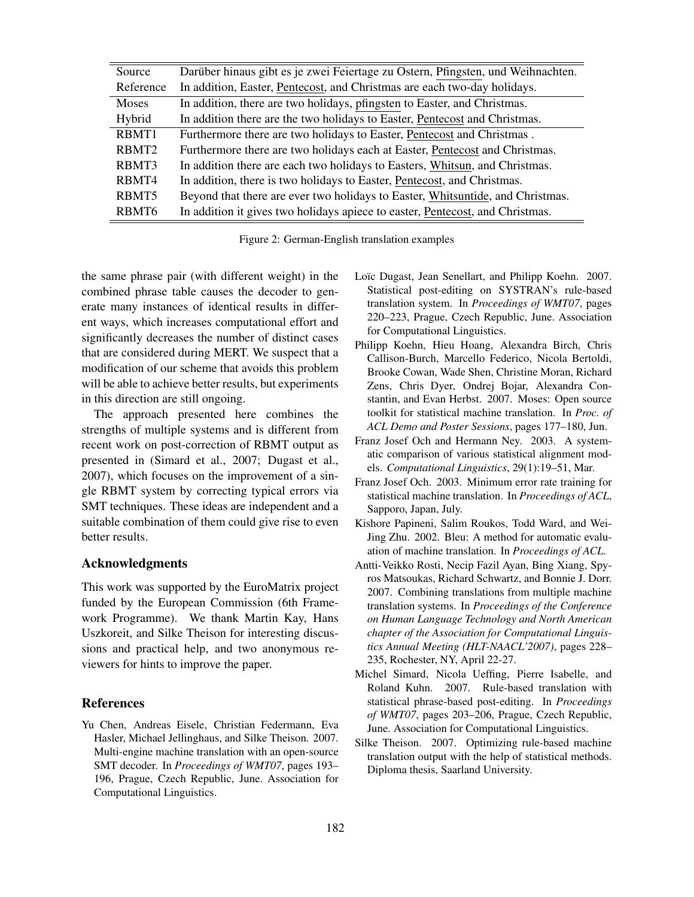| | |
|---|---|
| Source | Darüber hinaus gibt es je zwei Feiertage zu Ostern, Pfingsten, und Weihnachten. |
| Reference | In addition, Easter, Pentecost, and Christmas are each two-day holidays. |
| Moses | In addition, there are two holidays, pfingsten to Easter, and Christmas. |
| Hybrid | In addition there are the two holidays to Easter, Pentecost and Christmas. |
| RBMT1 | Furthermore there are two holidays to Easter, Pentecost and Christmas . |
| RBMT2 | Furthermore there are two holidays each at Easter, Pentecost and Christmas. |
| RBMT3 | In addition there are each two holidays to Easters, Whitsun, and Christmas. |
| RBMT4 | In addition, there is two holidays to Easter, Pentecost, and Christmas. |
| RBMT5 | Beyond that there are ever two holidays to Easter, Whitsuntide, and Christmas. |
| RBMT6 | In addition it gives two holidays apiece to easter, Pentecost, and Christmas. |

Figure 2: German-English translation examples

the same phrase pair (with different weight) in the combined phrase table causes the decoder to generate many instances of identical results in different ways, which increases computational effort and significantly decreases the number of distinct cases that are considered during MERT. We suspect that a modification of our scheme that avoids this problem will be able to achieve better results, but experiments in this direction are still ongoing.

The approach presented here combines the strengths of multiple systems and is different from recent work on post-correction of RBMT output as presented in (Simard et al., 2007; Dugast et al., 2007), which focuses on the improvement of a single RBMT system by correcting typical errors via SMT techniques. These ideas are independent and a suitable combination of them could give rise to even better results.

## Acknowledgments

This work was supported by the EuroMatrix project funded by the European Commission (6th Framework Programme). We thank Martin Kay, Hans Uszkoreit, and Silke Theison for interesting discussions and practical help, and two anonymous reviewers for hints to improve the paper.

## References

Yu Chen, Andreas Eisele, Christian Federmann, Eva Hasler, Michael Jellinghaus, and Silke Theison. 2007. Multi-engine machine translation with an open-source SMT decoder. In *Proceedings of WMT07*, pages 193–196, Prague, Czech Republic, June. Association for Computational Linguistics.

Loïc Dugast, Jean Senellart, and Philipp Koehn. 2007. Statistical post-editing on SYSTRAN's rule-based translation system. In *Proceedings of WMT07*, pages 220–223, Prague, Czech Republic, June. Association for Computational Linguistics.

Philipp Koehn, Hieu Hoang, Alexandra Birch, Chris Callison-Burch, Marcello Federico, Nicola Bertoldi, Brooke Cowan, Wade Shen, Christine Moran, Richard Zens, Chris Dyer, Ondrej Bojar, Alexandra Constantin, and Evan Herbst. 2007. Moses: Open source toolkit for statistical machine translation. In *Proc. of ACL Demo and Poster Sessions*, pages 177–180, Jun.

Franz Josef Och and Hermann Ney. 2003. A systematic comparison of various statistical alignment models. *Computational Linguistics*, 29(1):19–51, Mar.

Franz Josef Och. 2003. Minimum error rate training for statistical machine translation. In *Proceedings of ACL*, Sapporo, Japan, July.

Kishore Papineni, Salim Roukos, Todd Ward, and Wei-Jing Zhu. 2002. Bleu: A method for automatic evaluation of machine translation. In *Proceedings of ACL*.

Antti-Veikko Rosti, Necip Fazil Ayan, Bing Xiang, Spyros Matsoukas, Richard Schwartz, and Bonnie J. Dorr. 2007. Combining translations from multiple machine translation systems. In *Proceedings of the Conference on Human Language Technology and North American chapter of the Association for Computational Linguistics Annual Meeting (HLT-NAACL'2007)*, pages 228–235, Rochester, NY, April 22-27.

Michel Simard, Nicola Ueffing, Pierre Isabelle, and Roland Kuhn. 2007. Rule-based translation with statistical phrase-based post-editing. In *Proceedings of WMT07*, pages 203–206, Prague, Czech Republic, June. Association for Computational Linguistics.

Silke Theison. 2007. Optimizing rule-based machine translation output with the help of statistical methods. Diploma thesis, Saarland University.